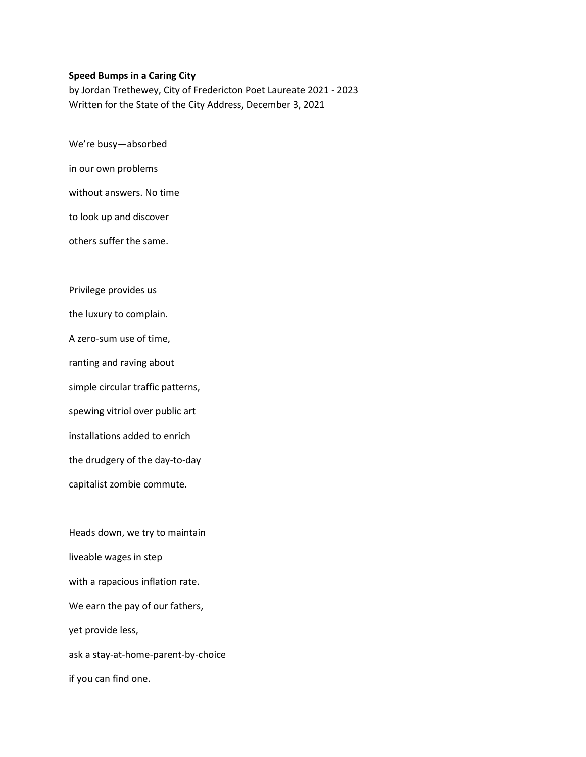**Speed Bumps in a Caring City**

by Jordan Trethewey, City of Fredericton Poet Laureate 2021 - 2023
Written for the State of the City Address, December 3, 2021

We're busy—absorbed
in our own problems
without answers. No time
to look up and discover
others suffer the same.

Privilege provides us
the luxury to complain.
A zero-sum use of time,
ranting and raving about
simple circular traffic patterns,
spewing vitriol over public art
installations added to enrich
the drudgery of the day-to-day
capitalist zombie commute.

Heads down, we try to maintain
liveable wages in step
with a rapacious inflation rate.
We earn the pay of our fathers,
yet provide less,
ask a stay-at-home-parent-by-choice
if you can find one.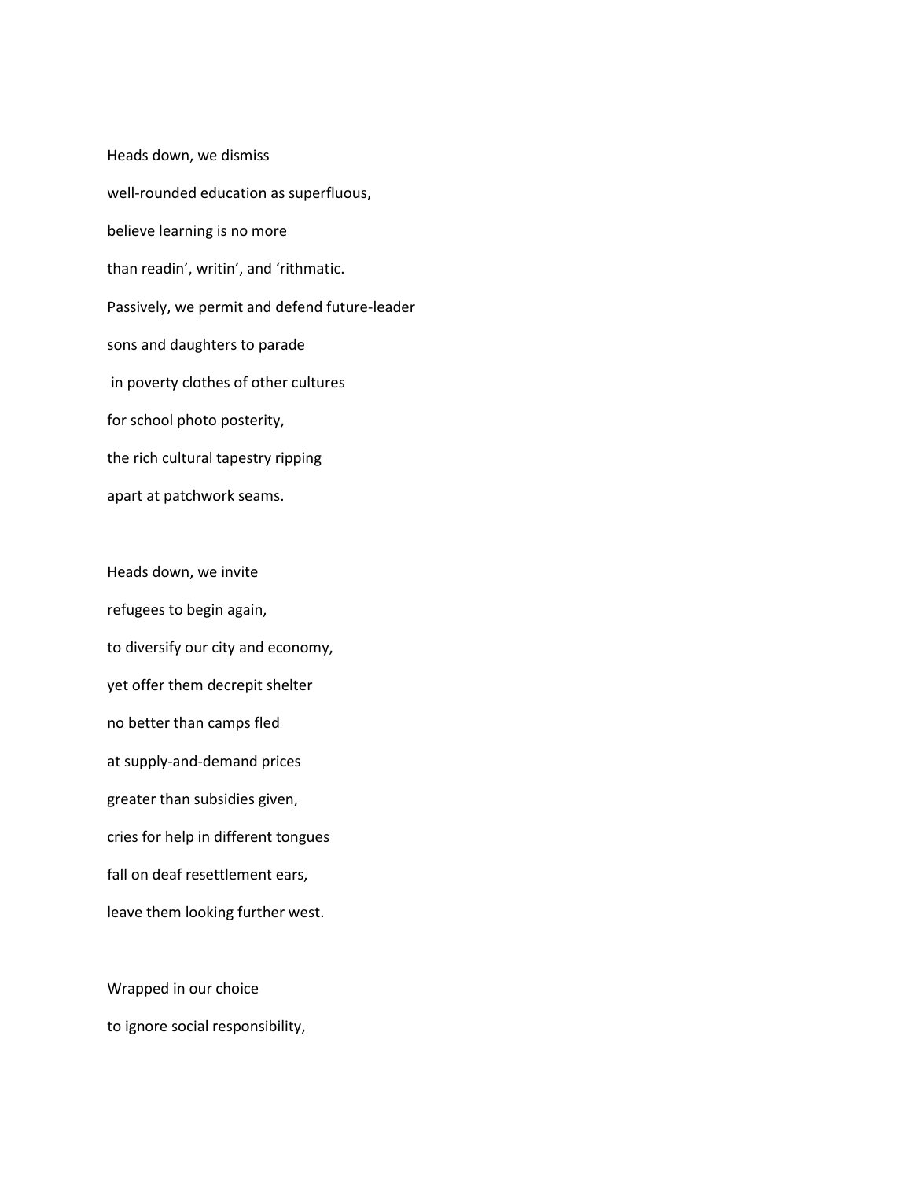Heads down, we dismiss  
well-rounded education as superfluous,  
believe learning is no more  
than readin', writin', and 'rithmatic.  
Passively, we permit and defend future-leader  
sons and daughters to parade  
in poverty clothes of other cultures  
for school photo posterity,  
the rich cultural tapestry ripping  
apart at patchwork seams.

Heads down, we invite  
refugees to begin again,  
to diversify our city and economy,  
yet offer them decrepit shelter  
no better than camps fled  
at supply-and-demand prices  
greater than subsidies given,  
cries for help in different tongues  
fall on deaf resettlement ears,  
leave them looking further west.

Wrapped in our choice  
to ignore social responsibility,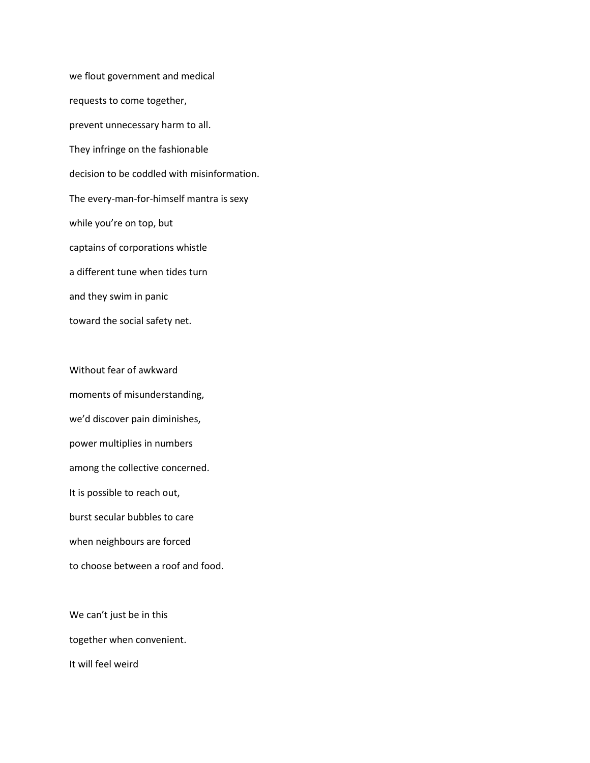we flout government and medical  
requests to come together,  
prevent unnecessary harm to all.  
They infringe on the fashionable  
decision to be coddled with misinformation.  
The every-man-for-himself mantra is sexy  
while you're on top, but  
captains of corporations whistle  
a different tune when tides turn  
and they swim in panic  
toward the social safety net.

Without fear of awkward  
moments of misunderstanding,  
we'd discover pain diminishes,  
power multiplies in numbers  
among the collective concerned.  
It is possible to reach out,  
burst secular bubbles to care  
when neighbours are forced  
to choose between a roof and food.

We can't just be in this  
together when convenient.  
It will feel weird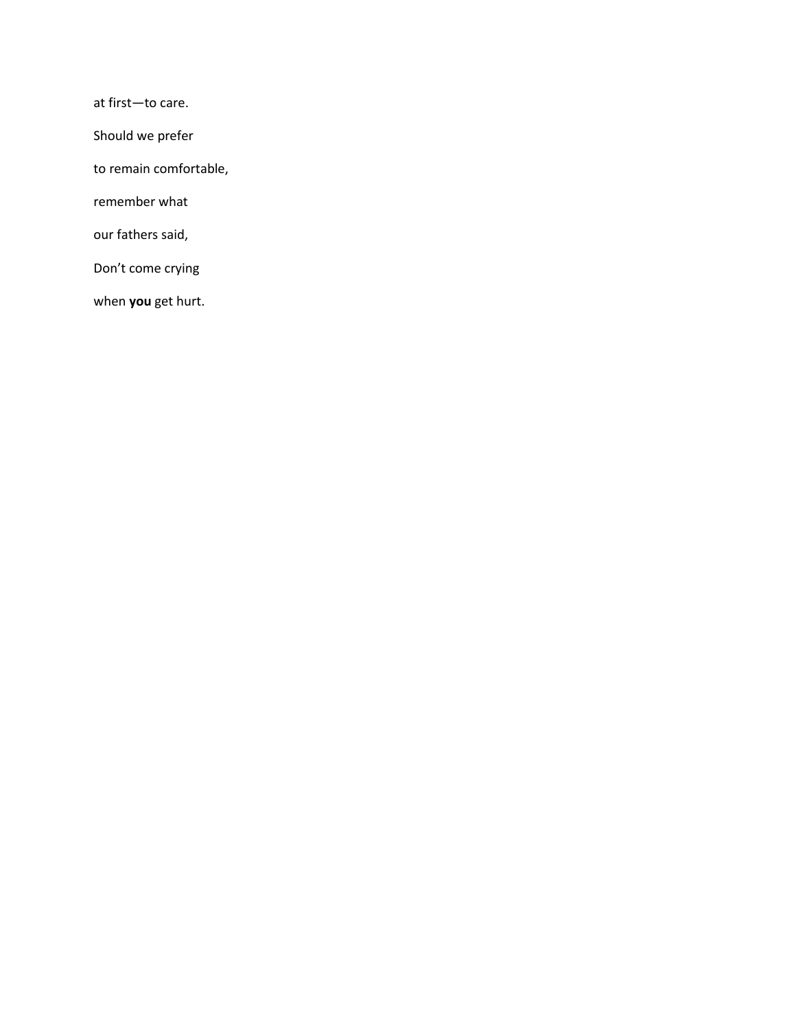at first—to care.

Should we prefer

to remain comfortable,

remember what

our fathers said,

Don’t come crying

when **you** get hurt.